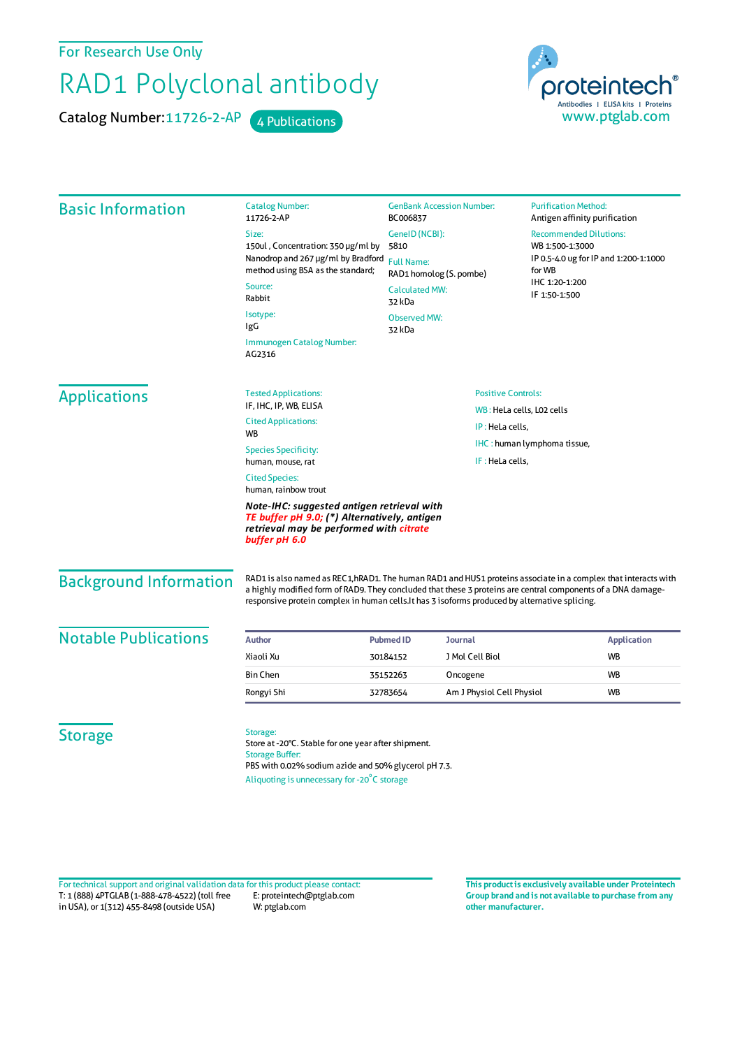For Research Use Only

# RAD1 Polyclonal antibody

Catalog Number: 11726-2-AP  4 Publications

proteintech®
Antibodies | ELISA kits | Proteins
www.ptglab.com

## Basic Information

Catalog Number:
11726-2-AP

Size:
150ul , Concentration: 350 μg/ml by Nanodrop and 267 μg/ml by Bradford method using BSA as the standard;

Source:
Rabbit

Isotype:
IgG

Immunogen Catalog Number:
AG2316

GenBank Accession Number:
BC006837

GeneID (NCBI):
5810

Full Name:
RAD1 homolog (S. pombe)

Calculated MW:
32 kDa

Observed MW:
32 kDa

Purification Method:
Antigen affinity purification

Recommended Dilutions:
WB 1:500-1:3000
IP 0.5-4.0 ug for IP and 1:200-1:1000 for WB
IHC 1:20-1:200
IF 1:50-1:500

## Applications

Tested Applications:
IF, IHC, IP, WB, ELISA

Cited Applications:
WB

Species Specificity:
human, mouse, rat

Cited Species:
human, rainbow trout

***Note-IHC: suggested antigen retrieval with TE buffer pH 9.0; (\*) Alternatively, antigen retrieval may be performed with citrate buffer pH 6.0***

Positive Controls:

WB : HeLa cells, L02 cells

IP : HeLa cells,

IHC : human lymphoma tissue,

IF : HeLa cells,

## Background Information

RAD1 is also named as REC1,hRAD1. The human RAD1 and HUS1 proteins associate in a complex that interacts with a highly modified form of RAD9. They concluded that these 3 proteins are central components of a DNA damage-responsive protein complex in human cells.It has 3 isoforms produced by alternative splicing.

## Notable Publications

| Author | Pubmed ID | Journal | Application |
|---|---|---|---|
| Xiaoli Xu | 30184152 | J Mol Cell Biol | WB |
| Bin Chen | 35152263 | Oncogene | WB |
| Rongyi Shi | 32783654 | Am J Physiol Cell Physiol | WB |

## Storage

Storage:
Store at -20°C. Stable for one year after shipment.

Storage Buffer:
PBS with 0.02% sodium azide and 50% glycerol pH 7.3.

Aliquoting is unnecessary for -20°C storage

For technical support and original validation data for this product please contact:
T: 1 (888) 4PTGLAB (1-888-478-4522) (toll free in USA), or 1(312) 455-8498 (outside USA)
E: proteintech@ptglab.com
W: ptglab.com

**This product is exclusively available under Proteintech Group brand and is not available to purchase from any other manufacturer.**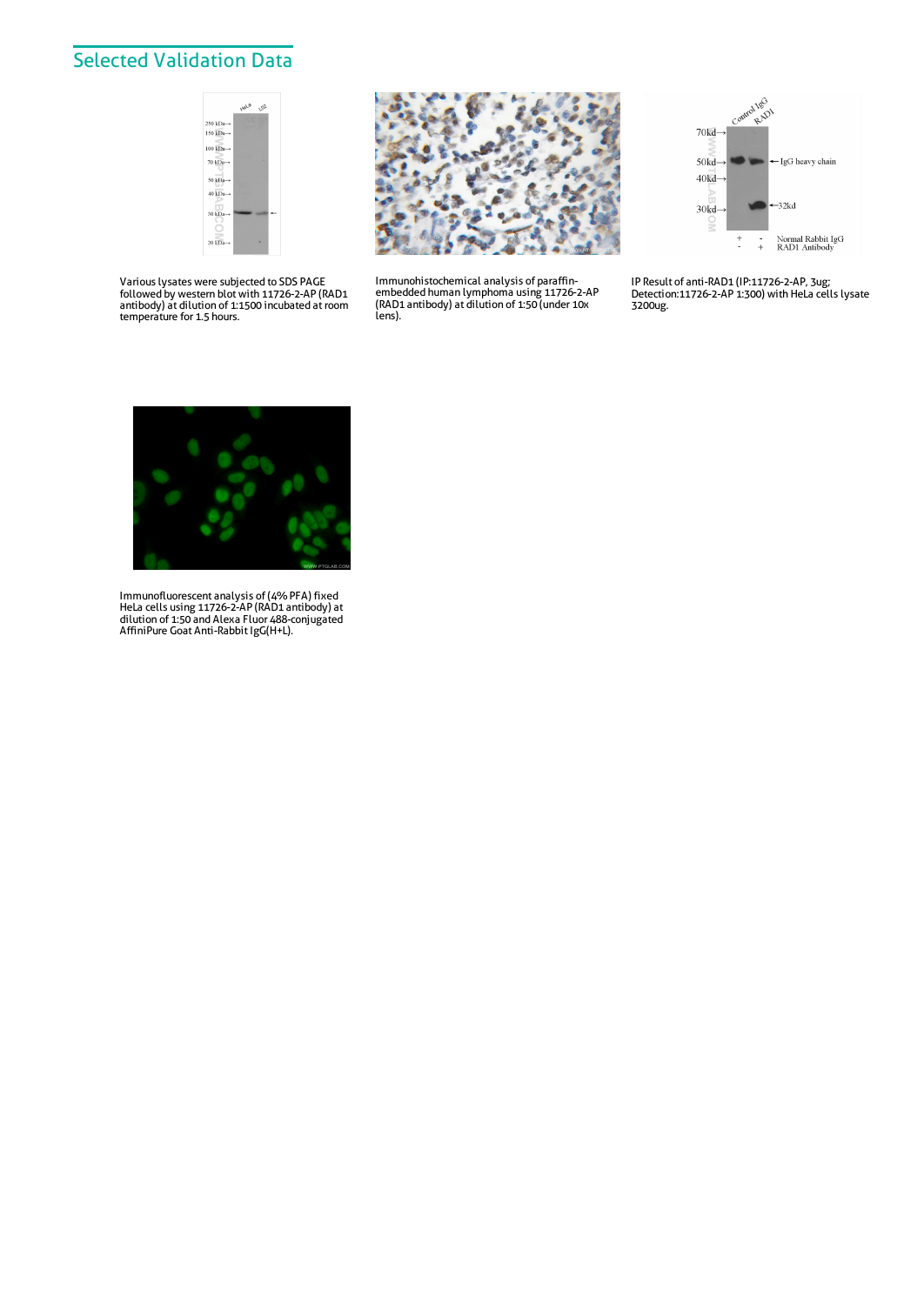## Selected Validation Data

Various lysates were subjected to SDS PAGE followed by western blot with 11726-2-AP (RAD1 antibody) at dilution of 1:1500 incubated at room temperature for 1.5 hours.

Immunohistochemical analysis of paraffin-embedded human lymphoma using 11726-2-AP (RAD1 antibody) at dilution of 1:50 (under 10x lens).

IP Result of anti-RAD1 (IP:11726-2-AP, 3ug; Detection:11726-2-AP 1:300) with HeLa cells lysate 3200ug.

Immunofluorescent analysis of (4% PFA) fixed HeLa cells using 11726-2-AP (RAD1 antibody) at dilution of 1:50 and Alexa Fluor 488-conjugated AffiniPure Goat Anti-Rabbit IgG(H+L).